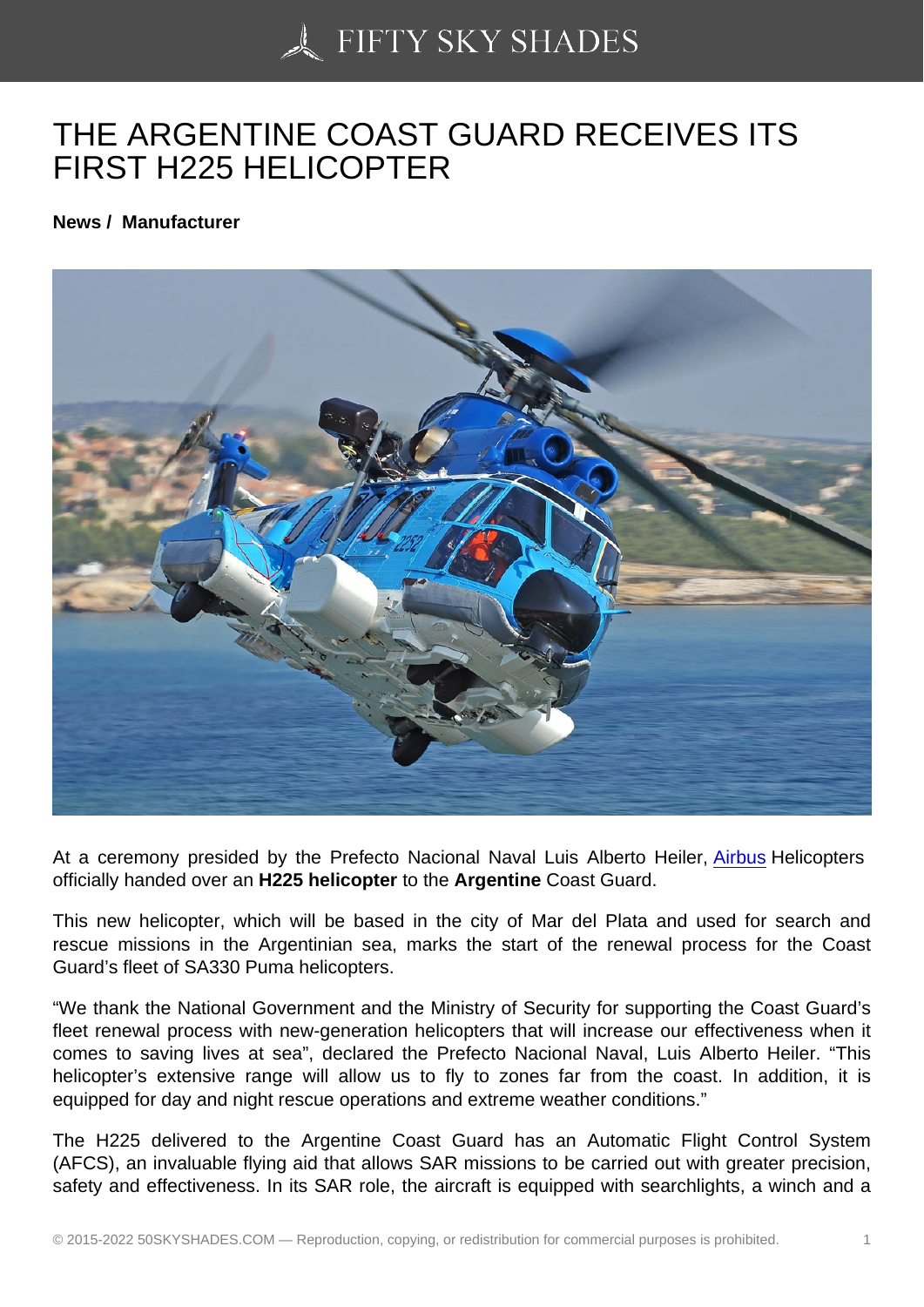# THE ARGENTINE COAST GUARD RECEIVES ITS FIRST H225 HELICOPTER

**News / Manufacturer**

At a ceremony presided by the Prefecto Nacional Naval Luis Alberto Heiler, Airbus Helicopters officially handed over an **H225 helicopter** to the **Argentine** Coast Guard.

This new helicopter, which will be based in the city of Mar del Plata and used for search and rescue missions in the Argentinian sea, marks the start of the renewal process for the Coast Guard's fleet of SA330 Puma helicopters.

"We thank the National Government and the Ministry of Security for supporting the Coast Guard's fleet renewal process with new-generation helicopters that will increase our effectiveness when it comes to saving lives at sea", declared the Prefecto Nacional Naval, Luis Alberto Heiler. "This helicopter's extensive range will allow us to fly to zones far from the coast. In addition, it is equipped for day and night rescue operations and extreme weather conditions."

The H225 delivered to the Argentine Coast Guard has an Automatic Flight Control System (AFCS), an invaluable flying aid that allows SAR missions to be carried out with greater precision, safety and effectiveness. In its SAR role, the aircraft is equipped with searchlights, a winch and a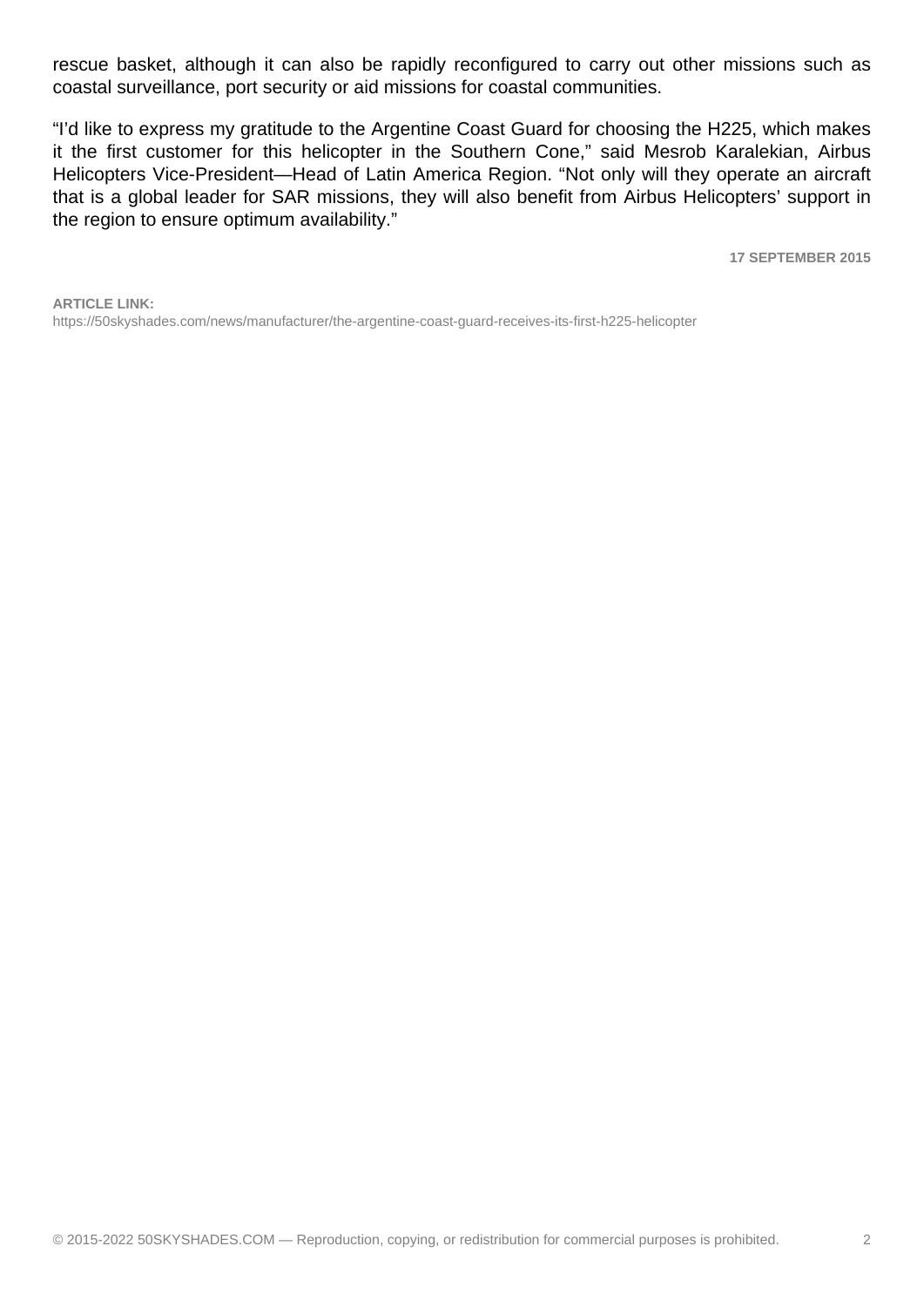rescue basket, although it can also be rapidly reconfigured to carry out other missions such as coastal surveillance, port security or aid missions for coastal communities.

“I’d like to express my gratitude to the Argentine Coast Guard for choosing the H225, which makes it the first customer for this helicopter in the Southern Cone,” said Mesrob Karalekian, Airbus Helicopters Vice-President—Head of Latin America Region. “Not only will they operate an aircraft that is a global leader for SAR missions, they will also benefit from Airbus Helicopters’ support in the region to ensure optimum availability.”

**17 SEPTEMBER 2015**

**ARTICLE LINK:**
https://50skyshades.com/news/manufacturer/the-argentine-coast-guard-receives-its-first-h225-helicopter